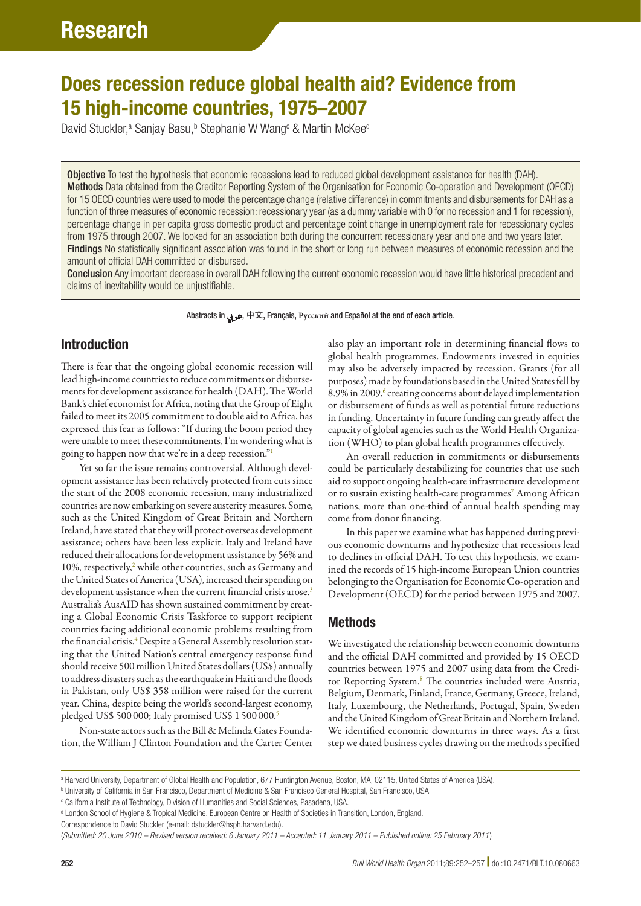# Does recession reduce global health aid? Evidence from 15 high-income countries, 1975–2007

David Stuckler,[a] Sanjay Basu,[b] Stephanie W Wang[c] & Martin McKee[d]

**Objective** To test the hypothesis that economic recessions lead to reduced global development assistance for health (DAH).

**Methods** Data obtained from the Creditor Reporting System of the Organisation for Economic Co-operation and Development (OECD) for 15 OECD countries were used to model the percentage change (relative difference) in commitments and disbursements for DAH as a function of three measures of economic recession: recessionary year (as a dummy variable with 0 for no recession and 1 for recession), percentage change in per capita gross domestic product and percentage point change in unemployment rate for recessionary cycles from 1975 through 2007. We looked for an association both during the concurrent recessionary year and one and two years later.

**Findings** No statistically significant association was found in the short or long run between measures of economic recession and the amount of official DAH committed or disbursed.

**Conclusion** Any important decrease in overall DAH following the current economic recession would have little historical precedent and claims of inevitability would be unjustifiable.

Abstracts in عربي, 中文, Français, Русский and Español at the end of each article.

## Introduction

There is fear that the ongoing global economic recession will lead high-income countries to reduce commitments or disbursements for development assistance for health (DAH). The World Bank's chief economist for Africa, noting that the Group of Eight failed to meet its 2005 commitment to double aid to Africa, has expressed this fear as follows: "If during the boom period they were unable to meet these commitments, I'm wondering what is going to happen now that we're in a deep recession."[1]

Yet so far the issue remains controversial. Although development assistance has been relatively protected from cuts since the start of the 2008 economic recession, many industrialized countries are now embarking on severe austerity measures. Some, such as the United Kingdom of Great Britain and Northern Ireland, have stated that they will protect overseas development assistance; others have been less explicit. Italy and Ireland have reduced their allocations for development assistance by 56% and 10%, respectively,[2] while other countries, such as Germany and the United States of America (USA), increased their spending on development assistance when the current financial crisis arose.[3] Australia's AusAID has shown sustained commitment by creating a Global Economic Crisis Taskforce to support recipient countries facing additional economic problems resulting from the financial crisis.[4] Despite a General Assembly resolution stating that the United Nation's central emergency response fund should receive 500 million United States dollars (US$) annually to address disasters such as the earthquake in Haiti and the floods in Pakistan, only US$ 358 million were raised for the current year. China, despite being the world's second-largest economy, pledged US$ 500 000; Italy promised US$ 1 500 000.[5]

Non-state actors such as the Bill & Melinda Gates Foundation, the William J Clinton Foundation and the Carter Center also play an important role in determining financial flows to global health programmes. Endowments invested in equities may also be adversely impacted by recession. Grants (for all purposes) made by foundations based in the United States fell by 8.9% in 2009,[6] creating concerns about delayed implementation or disbursement of funds as well as potential future reductions in funding. Uncertainty in future funding can greatly affect the capacity of global agencies such as the World Health Organization (WHO) to plan global health programmes effectively.

An overall reduction in commitments or disbursements could be particularly destabilizing for countries that use such aid to support ongoing health-care infrastructure development or to sustain existing health-care programmes[7] Among African nations, more than one-third of annual health spending may come from donor financing.

In this paper we examine what has happened during previous economic downturns and hypothesize that recessions lead to declines in official DAH. To test this hypothesis, we examined the records of 15 high-income European Union countries belonging to the Organisation for Economic Co-operation and Development (OECD) for the period between 1975 and 2007.

## Methods

We investigated the relationship between economic downturns and the official DAH committed and provided by 15 OECD countries between 1975 and 2007 using data from the Creditor Reporting System.[8] The countries included were Austria, Belgium, Denmark, Finland, France, Germany, Greece, Ireland, Italy, Luxembourg, the Netherlands, Portugal, Spain, Sweden and the United Kingdom of Great Britain and Northern Ireland. We identified economic downturns in three ways. As a first step we dated business cycles drawing on the methods specified

---

[a] Harvard University, Department of Global Health and Population, 677 Huntington Avenue, Boston, MA, 02115, United States of America (USA).

[b] University of California in San Francisco, Department of Medicine & San Francisco General Hospital, San Francisco, USA.

[c] California Institute of Technology, Division of Humanities and Social Sciences, Pasadena, USA.

[d] London School of Hygiene & Tropical Medicine, European Centre on Health of Societies in Transition, London, England.

Correspondence to David Stuckler (e-mail: dstuckler@hsph.harvard.edu).

(*Submitted: 20 June 2010 – Revised version received: 6 January 2011 – Accepted: 11 January 2011 – Published online: 25 February 2011*)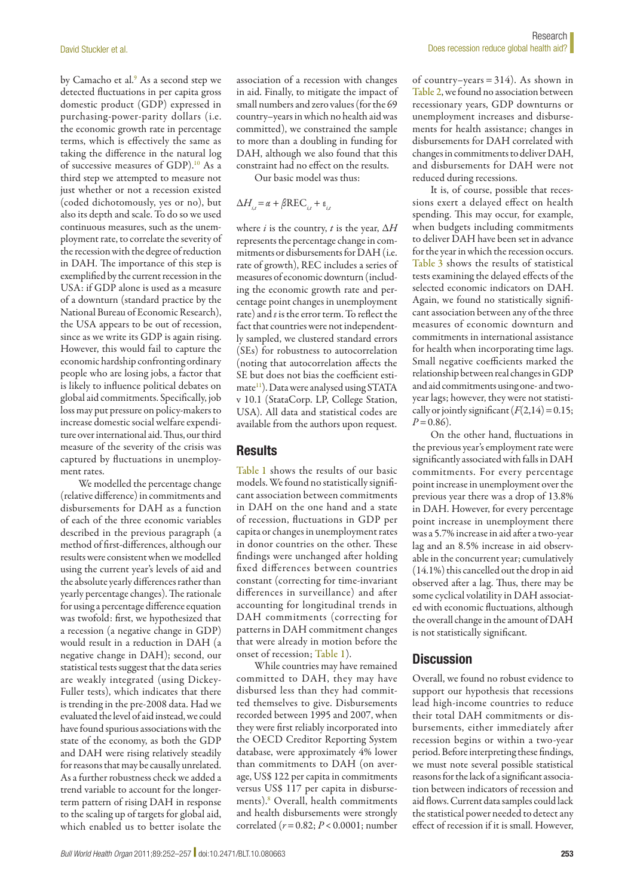by Camacho et al.[9] As a second step we detected fluctuations in per capita gross domestic product (GDP) expressed in purchasing-power-parity dollars (i.e. the economic growth rate in percentage terms, which is effectively the same as taking the difference in the natural log of successive measures of GDP).[10] As a third step we attempted to measure not just whether or not a recession existed (coded dichotomously, yes or no), but also its depth and scale. To do so we used continuous measures, such as the unemployment rate, to correlate the severity of the recession with the degree of reduction in DAH. The importance of this step is exemplified by the current recession in the USA: if GDP alone is used as a measure of a downturn (standard practice by the National Bureau of Economic Research), the USA appears to be out of recession, since as we write its GDP is again rising. However, this would fail to capture the economic hardship confronting ordinary people who are losing jobs, a factor that is likely to influence political debates on global aid commitments. Specifically, job loss may put pressure on policy-makers to increase domestic social welfare expenditure over international aid. Thus, our third measure of the severity of the crisis was captured by fluctuations in unemployment rates.

We modelled the percentage change (relative difference) in commitments and disbursements for DAH as a function of each of the three economic variables described in the previous paragraph (a method of first-differences, although our results were consistent when we modelled using the current year's levels of aid and the absolute yearly differences rather than yearly percentage changes). The rationale for using a percentage difference equation was twofold: first, we hypothesized that a recession (a negative change in GDP) would result in a reduction in DAH (a negative change in DAH); second, our statistical tests suggest that the data series are weakly integrated (using Dickey-Fuller tests), which indicates that there is trending in the pre-2008 data. Had we evaluated the level of aid instead, we could have found spurious associations with the state of the economy, as both the GDP and DAH were rising relatively steadily for reasons that may be causally unrelated. As a further robustness check we added a trend variable to account for the longer-term pattern of rising DAH in response to the scaling up of targets for global aid, which enabled us to better isolate the association of a recession with changes in aid. Finally, to mitigate the impact of small numbers and zero values (for the 69 country–years in which no health aid was committed), we constrained the sample to more than a doubling in funding for DAH, although we also found that this constraint had no effect on the results.

Our basic model was thus:

$$\Delta H_{i,t} = \alpha + \beta \text{REC}_{i,t} + \varepsilon_{i,t}$$

where $i$ is the country, $t$ is the year, $\Delta H$ represents the percentage change in commitments or disbursements for DAH (i.e. rate of growth), REC includes a series of measures of economic downturn (including the economic growth rate and percentage point changes in unemployment rate) and $\varepsilon$ is the error term. To reflect the fact that countries were not independently sampled, we clustered standard errors (SEs) for robustness to autocorrelation (noting that autocorrelation affects the SE but does not bias the coefficient estimate[11]). Data were analysed using STATA v 10.1 (StataCorp. LP, College Station, USA). All data and statistical codes are available from the authors upon request.

## Results

Table 1 shows the results of our basic models. We found no statistically significant association between commitments in DAH on the one hand and a state of recession, fluctuations in GDP per capita or changes in unemployment rates in donor countries on the other. These results were unchanged after holding fixed differences between countries constant (correcting for time-invariant differences in surveillance) and after accounting for longitudinal trends in DAH commitments (correcting for patterns in DAH commitment changes that were already in motion before the onset of recession; Table 1).

While countries may have remained committed to DAH, they may have disbursed less than they had committed themselves to give. Disbursements recorded between 1995 and 2007, when they were first reliably incorporated into the OECD Creditor Reporting System database, were approximately 4% lower than commitments to DAH (on average, US$ 122 per capita in commitments versus US$ 117 per capita in disbursements).[8] Overall, health commitments and health disbursements were strongly correlated ($r = 0.82$; $P < 0.0001$; number of country–years = 314). As shown in Table 2, we found no association between recessionary years, GDP downturns or unemployment increases and disbursements for health assistance; changes in disbursements for DAH correlated with changes in commitments to deliver DAH, and disbursements for DAH were not reduced during recessions.

It is, of course, possible that recessions exert a delayed effect on health spending. This may occur, for example, when budgets including commitments to deliver DAH have been set in advance for the year in which the recession occurs. Table 3 shows the results of statistical tests examining the delayed effects of the selected economic indicators on DAH. Again, we found no statistically significant association between any of the three measures of economic downturn and commitments in international assistance for health when incorporating time lags. Small negative coefficients marked the relationship between real changes in GDP and aid commitments using one- and two-year lags; however, they were not statistically or jointly significant ($F(2,14) = 0.15$; $P = 0.86$).

On the other hand, fluctuations in the previous year's employment rate were significantly associated with falls in DAH commitments. For every percentage point increase in unemployment over the previous year there was a drop of 13.8% in DAH. However, for every percentage point increase in unemployment there was a 5.7% increase in aid after a two-year lag and an 8.5% increase in aid observable in the concurrent year; cumulatively (14.1%) this cancelled out the drop in aid observed after a lag. Thus, there may be some cyclical volatility in DAH associated with economic fluctuations, although the overall change in the amount of DAH is not statistically significant.

## Discussion

Overall, we found no robust evidence to support our hypothesis that recessions lead high-income countries to reduce their total DAH commitments or disbursements, either immediately after recession begins or within a two-year period. Before interpreting these findings, we must note several possible statistical reasons for the lack of a significant association between indicators of recession and aid flows. Current data samples could lack the statistical power needed to detect any effect of recession if it is small. However,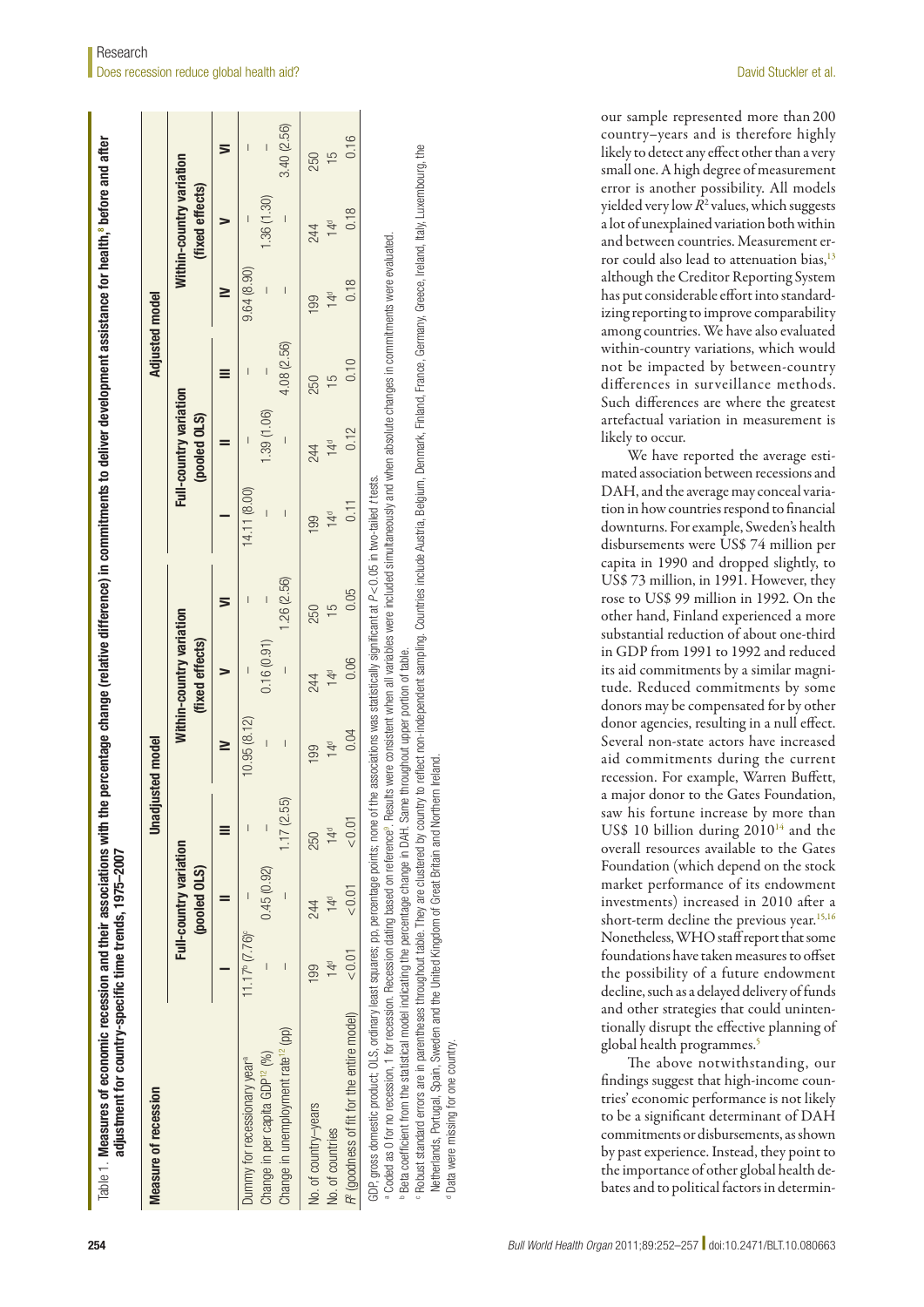Table 1. **Measures of economic recession and their associations with the percentage change (relative difference) in commitments to deliver development assistance for health,[a] before and after adjustment for country-specific time trends, 1975–2007**

| Measure of recession | Unadjusted model | | | | | | Adjusted model | | | | | |
|---|---|---|---|---|---|---|---|---|---|---|---|---|
| | Full-country variation (pooled OLS) | | | Within-country variation (fixed effects) | | | Full-country variation (pooled OLS) | | | Within-country variation (fixed effects) | | |
| | I | II | III | IV | V | VI | I | II | III | IV | V | VI |
| Dummy for recessionary year[a] | 11.17[b] (7.76)[c] | – | – | 10.95 (8.12) | – | – | 14.11 (8.00) | – | – | 9.64 (8.90) | – | – |
| Change in per capita GDP[12] (%) | – | 0.45 (0.92) | – | – | 0.16 (0.91) | – | – | 1.39 (1.06) | – | – | 1.36 (1.30) | – |
| Change in unemployment rate[12] (pp) | – | – | 1.17 (2.55) | – | – | 1.26 (2.56) | – | – | 4.08 (2.56) | – | – | 3.40 (2.56) |
| No. of country–years | 199 | 244 | 250 | 199 | 244 | 250 | 199 | 244 | 250 | 199 | 244 | 250 |
| No. of countries | 14[d] | 14[d] | 14[d] | 14[d] | 14[d] | 15 | 14[d] | 14[d] | 15 | 14[d] | 14[d] | 15 |
| $R^2$ (goodness of fit for the entire model) | <0.01 | <0.01 | <0.01 | 0.04 | 0.06 | 0.05 | 0.11 | 0.12 | 0.10 | 0.18 | 0.18 | 0.16 |

GDP, gross domestic product; OLS, ordinary least squares; pp, percentage points; none of the associations was statistically significant at $P < 0.05$ in two-tailed $t$ tests.

[a] Coded as 0 for no recession, 1 for recession. Recession dating based on reference[3]. Results were consistent when all variables were included simultaneously and when absolute changes in commitments were evaluated.

[b] Beta coefficient from the statistical model indicating the percentage change in DAH. Same throughout upper portion of table.

[c] Robust standard errors are in parentheses throughout table. They are clustered by country to reflect non-independent sampling. Countries include Austria, Belgium, Denmark, Finland, France, Germany, Greece, Ireland, Italy, Luxembourg, the Netherlands, Portugal, Spain, Sweden and the United Kingdom of Great Britain and Northern Ireland.

[d] Data were missing for one country.

our sample represented more than 200 country–years and is therefore highly likely to detect any effect other than a very small one. A high degree of measurement error is another possibility. All models yielded very low $R^2$ values, which suggests a lot of unexplained variation both within and between countries. Measurement error could also lead to attenuation bias,[13] although the Creditor Reporting System has put considerable effort into standardizing reporting to improve comparability among countries. We have also evaluated within-country variations, which would not be impacted by between-country differences in surveillance methods. Such differences are where the greatest artefactual variation in measurement is likely to occur.

We have reported the average estimated association between recessions and DAH, and the average may conceal variation in how countries respond to financial downturns. For example, Sweden's health disbursements were US$ 74 million per capita in 1990 and dropped slightly, to US$ 73 million, in 1991. However, they rose to US$ 99 million in 1992. On the other hand, Finland experienced a more substantial reduction of about one-third in GDP from 1991 to 1992 and reduced its aid commitments by a similar magnitude. Reduced commitments by some donors may be compensated for by other donor agencies, resulting in a null effect. Several non-state actors have increased aid commitments during the current recession. For example, Warren Buffett, a major donor to the Gates Foundation, saw his fortune increase by more than US$ 10 billion during 2010[14] and the overall resources available to the Gates Foundation (which depend on the stock market performance of its endowment investments) increased in 2010 after a short-term decline the previous year.[15,16] Nonetheless, WHO staff report that some foundations have taken measures to offset the possibility of a future endowment decline, such as a delayed delivery of funds and other strategies that could unintentionally disrupt the effective planning of global health programmes.[5]

The above notwithstanding, our findings suggest that high-income countries' economic performance is not likely to be a significant determinant of DAH commitments or disbursements, as shown by past experience. Instead, they point to the importance of other global health debates and to political factors in determin-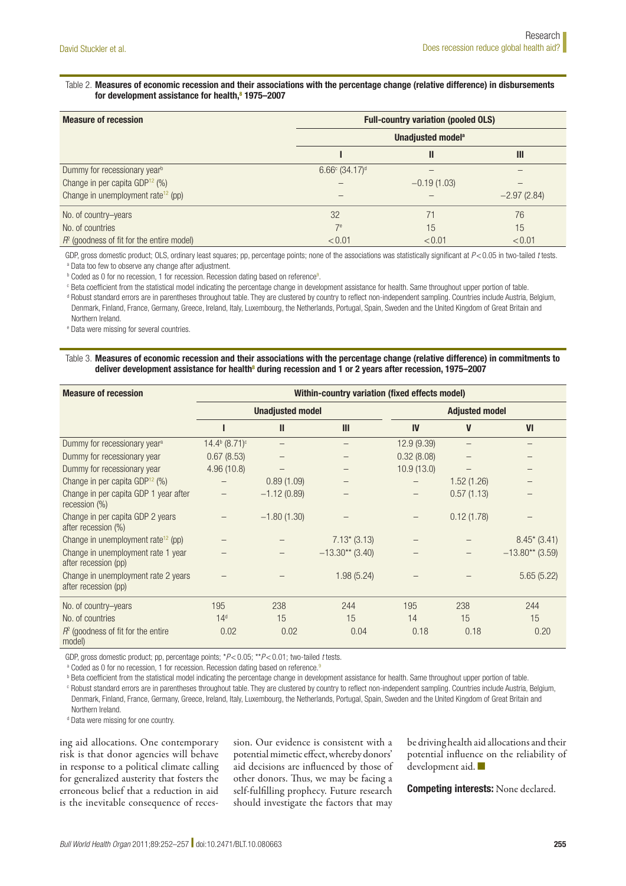Table 2. **Measures of economic recession and their associations with the percentage change (relative difference) in disbursements for development assistance for health,[8] 1975–2007**

| Measure of recession | Full-country variation (pooled OLS) | | |
|---|---|---|---|
| | Unadjusted model[a] | | |
| | I | II | III |
| Dummy for recessionary year[b] | 6.66[c] (34.17)[d] | – | – |
| Change in per capita GDP[12] (%) | – | −0.19 (1.03) | – |
| Change in unemployment rate[12] (pp) | – | – | −2.97 (2.84) |
| No. of country–years | 32 | 71 | 76 |
| No. of countries | 7[e] | 15 | 15 |
| $R^2$ (goodness of fit for the entire model) | < 0.01 | < 0.01 | < 0.01 |

GDP, gross domestic product; OLS, ordinary least squares; pp, percentage points; none of the associations was statistically significant at $P < 0.05$ in two-tailed *t* tests.

[a] Data too few to observe any change after adjustment.

[b] Coded as 0 for no recession, 1 for recession. Recession dating based on reference[9].

[c] Beta coefficient from the statistical model indicating the percentage change in development assistance for health. Same throughout upper portion of table.

[d] Robust standard errors are in parentheses throughout table. They are clustered by country to reflect non-independent sampling. Countries include Austria, Belgium, Denmark, Finland, France, Germany, Greece, Ireland, Italy, Luxembourg, the Netherlands, Portugal, Spain, Sweden and the United Kingdom of Great Britain and Northern Ireland.

[e] Data were missing for several countries.

Table 3. **Measures of economic recession and their associations with the percentage change (relative difference) in commitments to deliver development assistance for health[8] during recession and 1 or 2 years after recession, 1975–2007**

| Measure of recession | Within-country variation (fixed effects model) | | | | | |
|---|---|---|---|---|---|---|
| | Unadjusted model | | | Adjusted model | | |
| | I | II | III | IV | V | VI |
| Dummy for recessionary year[a] | 14.4[b] (8.71)[c] | – | – | 12.9 (9.39) | – | – |
| Dummy for recessionary year | 0.67 (8.53) | – | – | 0.32 (8.08) | – | – |
| Dummy for recessionary year | 4.96 (10.8) | – | – | 10.9 (13.0) | – | – |
| Change in per capita GDP[12] (%) | – | 0.89 (1.09) | – | – | 1.52 (1.26) | – |
| Change in per capita GDP 1 year after recession (%) | – | −1.12 (0.89) | – | – | 0.57 (1.13) | – |
| Change in per capita GDP 2 years after recession (%) | – | −1.80 (1.30) | – | – | 0.12 (1.78) | – |
| Change in unemployment rate[12] (pp) | – | – | 7.13* (3.13) | – | – | 8.45* (3.41) |
| Change in unemployment rate 1 year after recession (pp) | – | – | −13.30** (3.40) | – | – | −13.80** (3.59) |
| Change in unemployment rate 2 years after recession (pp) | – | – | 1.98 (5.24) | – | – | 5.65 (5.22) |
| No. of country–years | 195 | 238 | 244 | 195 | 238 | 244 |
| No. of countries | 14[d] | 15 | 15 | 14 | 15 | 15 |
| $R^2$ (goodness of fit for the entire model) | 0.02 | 0.02 | 0.04 | 0.18 | 0.18 | 0.20 |

GDP, gross domestic product; pp, percentage points; *$P < 0.05$; **$P < 0.01$; two-tailed *t* tests.

[a] Coded as 0 for no recession, 1 for recession. Recession dating based on reference.[9]

[b] Beta coefficient from the statistical model indicating the percentage change in development assistance for health. Same throughout upper portion of table.

[c] Robust standard errors are in parentheses throughout table. They are clustered by country to reflect non-independent sampling. Countries include Austria, Belgium, Denmark, Finland, France, Germany, Greece, Ireland, Italy, Luxembourg, the Netherlands, Portugal, Spain, Sweden and the United Kingdom of Great Britain and Northern Ireland.

[d] Data were missing for one country.

ing aid allocations. One contemporary risk is that donor agencies will behave in response to a political climate calling for generalized austerity that fosters the erroneous belief that a reduction in aid is the inevitable consequence of recession. Our evidence is consistent with a potential mimetic effect, whereby donors' aid decisions are influenced by those of other donors. Thus, we may be facing a self-fulfilling prophecy. Future research should investigate the factors that may be driving health aid allocations and their potential influence on the reliability of development aid. ■

**Competing interests:** None declared.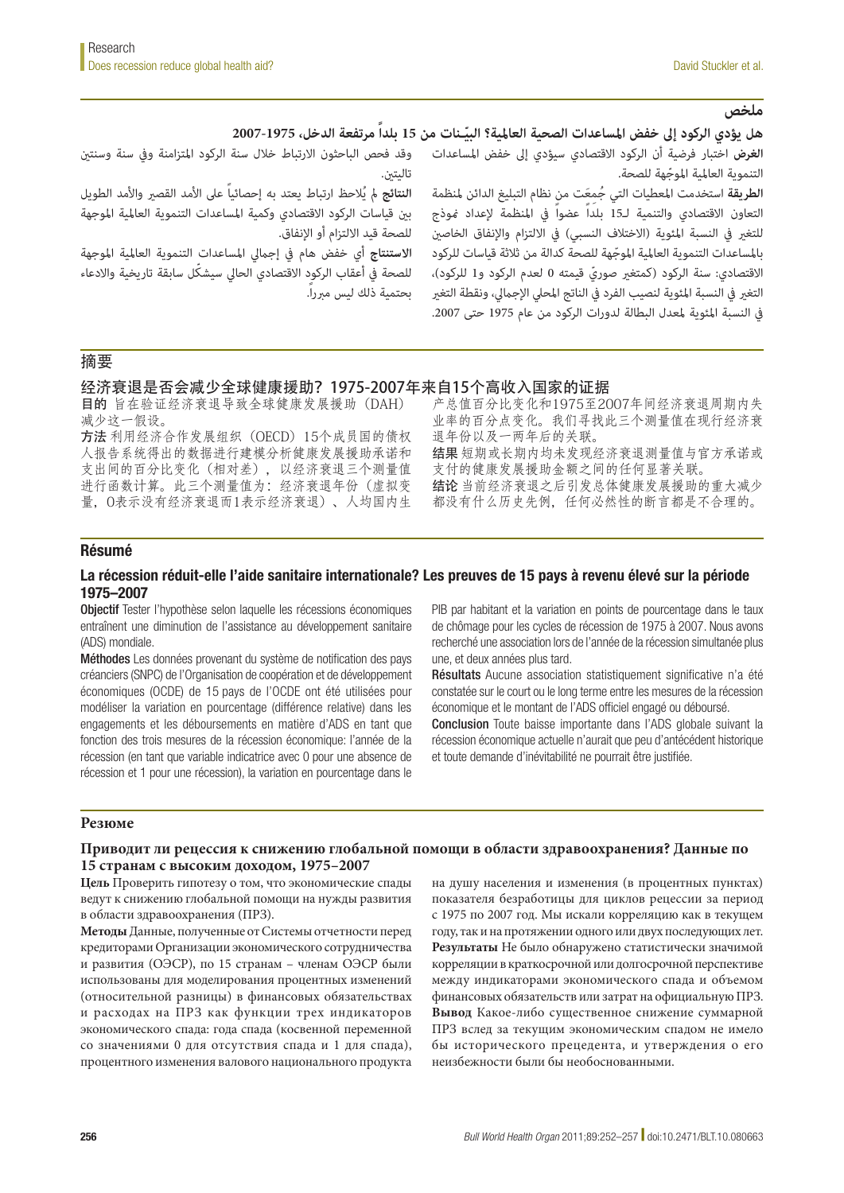## ملخص

### هل يؤدي الركود إلى خفض المساعدات الصحية العالمية؟ البيّنات من 15 بلداً مرتفعة الدخل، 1975-2007

**الغرض** اختبار فرضية أن الركود الاقتصادي سيؤدي إلى خفض المساعدات التنموية العالمية الموجّهة للصحة.

**الطريقة** استخدمت المعطيات التي جُمِعَت من نظام التبليغ الدائن لمنظمة التعاون الاقتصادي والتنمية لـ15 بلداً عضواً في المنظمة لإعداد نموذج للتغير في النسبة المئوية (الاختلاف النسبي) في الالتزام والإنفاق الخاصين بالمساعدات التنموية العالمية الموجّهة للصحة كدالة من ثلاثة قياسات للركود الاقتصادي: سنة الركود (كمتغير صوريّ قيمته 0 لعدم الركود و1 للركود)، التغير في النسبة المئوية لنصيب الفرد في الناتج المحلي الإجمالي، ونقطة التغير في النسبة المئوية لمعدل البطالة لدورات الركود من عام 1975 حتى 2007. وقد فحص الباحثون الارتباط خلال سنة الركود المتزامنة وفي سنة وسنتين تاليتين.

**النتائج** لم يُلاحظ ارتباط يعتد به إحصائياً على الأمد القصير والأمد الطويل بين قياسات الركود الاقتصادي وكمية المساعدات التنموية العالمية الموجهة للصحة قيد الالتزام أو الإنفاق.

**الاستنتاج** أي خفض هام في إجمالي المساعدات التنموية العالمية الموجهة للصحة في أعقاب الركود الاقتصادي الحالي سيشكّل سابقة تاريخية والادعاء بحتمية ذلك ليس مبرراً.

## 摘要

### 经济衰退是否会减少全球健康援助？1975-2007年来自15个高收入国家的证据

**目的** 旨在验证经济衰退导致全球健康发展援助（DAH）减少这一假设。

**方法** 利用经济合作发展组织（OECD）15个成员国的债权人报告系统得出的数据进行建模分析健康发展援助承诺和支出间的百分比变化（相对差），以经济衰退三个测量值进行函数计算。此三个测量值为：经济衰退年份（虚拟变量，0表示没有经济衰退而1表示经济衰退）、人均国内生产总值百分比变化和1975至2007年间经济衰退周期内失业率的百分点变化。我们寻找此三个测量值在现行经济衰退年份以及一两年后的关联。

**结果** 短期或长期内均未发现经济衰退测量值与官方承诺或支付的健康发展援助金额之间的任何显著关联。

**结论** 当前经济衰退之后引发总体健康发展援助的重大减少都没有什么历史先例，任何必然性的断言都是不合理的。

## Résumé

### La récession réduit-elle l'aide sanitaire internationale? Les preuves de 15 pays à revenu élevé sur la période 1975–2007

**Objectif** Tester l'hypothèse selon laquelle les récessions économiques entraînent une diminution de l'assistance au développement sanitaire (ADS) mondiale.

**Méthodes** Les données provenant du système de notification des pays créanciers (SNPC) de l'Organisation de coopération et de développement économiques (OCDE) de 15 pays de l'OCDE ont été utilisées pour modéliser la variation en pourcentage (différence relative) dans les engagements et les déboursements en matière d'ADS en tant que fonction des trois mesures de la récession économique: l'année de la récession (en tant que variable indicatrice avec 0 pour une absence de récession et 1 pour une récession), la variation en pourcentage dans le PIB par habitant et la variation en points de pourcentage dans le taux de chômage pour les cycles de récession de 1975 à 2007. Nous avons recherché une association lors de l'année de la récession simultanée plus une, et deux années plus tard.

**Résultats** Aucune association statistiquement significative n'a été constatée sur le court ou le long terme entre les mesures de la récession économique et le montant de l'ADS officiel engagé ou déboursé.

**Conclusion** Toute baisse importante dans l'ADS globale suivant la récession économique actuelle n'aurait que peu d'antécédent historique et toute demande d'inévitabilité ne pourrait être justifiée.

## Резюме

### Приводит ли рецессия к снижению глобальной помощи в области здравоохранения? Данные по 15 странам с высоким доходом, 1975–2007

**Цель** Проверить гипотезу о том, что экономические спады ведут к снижению глобальной помощи на нужды развития в области здравоохранения (ПРЗ).

**Методы** Данные, полученные от Системы отчетности перед кредиторами Организации экономического сотрудничества и развития (ОЭСР), по 15 странам – членам ОЭСР были использованы для моделирования процентных изменений (относительной разницы) в финансовых обязательствах и расходах на ПРЗ как функции трех индикаторов экономического спада: года спада (косвенной переменной со значениями 0 для отсутствия спада и 1 для спада), процентного изменения валового национального продукта на душу населения и изменения (в процентных пунктах) показателя безработицы для циклов рецессии за период с 1975 по 2007 год. Мы искали корреляцию как в текущем году, так и на протяжении одного или двух последующих лет.

**Результаты** Не было обнаружено статистически значимой корреляции в краткосрочной или долгосрочной перспективе между индикаторами экономического спада и объемом финансовых обязательств или затрат на официальную ПРЗ.

**Вывод** Какое-либо существенное снижение суммарной ПРЗ вслед за текущим экономическим спадом не имело бы исторического прецедента, и утверждения о его неизбежности были бы необоснованными.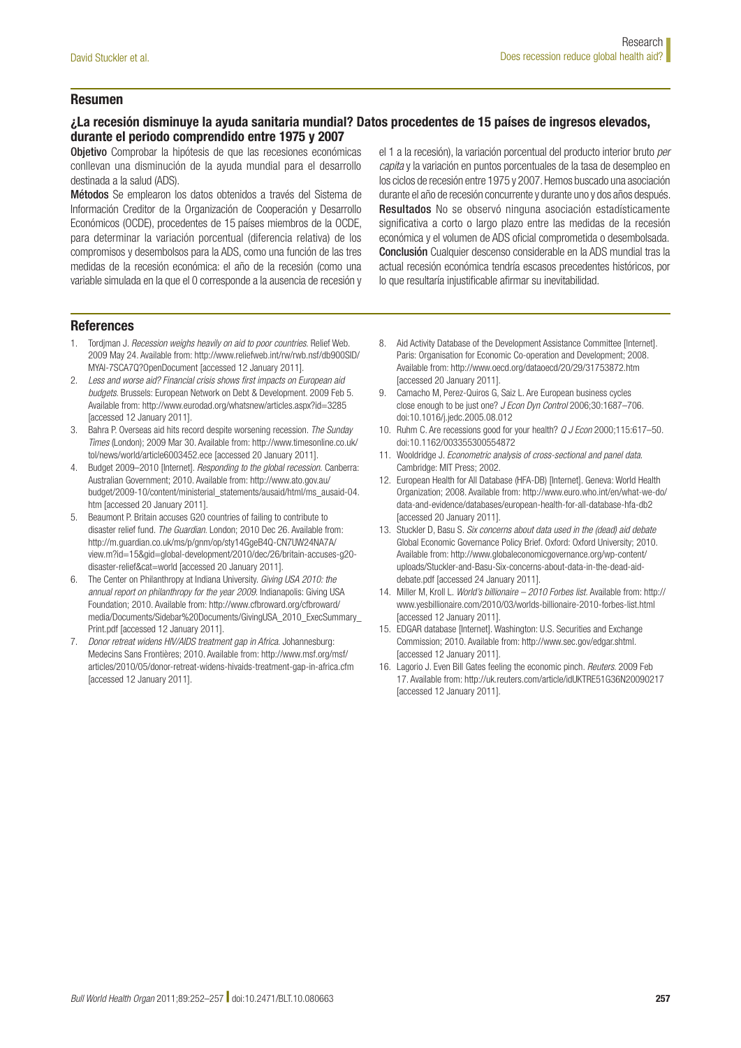## Resumen

### ¿La recesión disminuye la ayuda sanitaria mundial? Datos procedentes de 15 países de ingresos elevados, durante el periodo comprendido entre 1975 y 2007

**Objetivo** Comprobar la hipótesis de que las recesiones económicas conllevan una disminución de la ayuda mundial para el desarrollo destinada a la salud (ADS).

**Métodos** Se emplearon los datos obtenidos a través del Sistema de Información Creditor de la Organización de Cooperación y Desarrollo Económicos (OCDE), procedentes de 15 países miembros de la OCDE, para determinar la variación porcentual (diferencia relativa) de los compromisos y desembolsos para la ADS, como una función de las tres medidas de la recesión económica: el año de la recesión (como una variable simulada en la que el 0 corresponde a la ausencia de recesión y el 1 a la recesión), la variación porcentual del producto interior bruto *per capita* y la variación en puntos porcentuales de la tasa de desempleo en los ciclos de recesión entre 1975 y 2007. Hemos buscado una asociación durante el año de recesión concurrente y durante uno y dos años después.

**Resultados** No se observó ninguna asociación estadísticamente significativa a corto o largo plazo entre las medidas de la recesión económica y el volumen de ADS oficial comprometida o desembolsada.

**Conclusión** Cualquier descenso considerable en la ADS mundial tras la actual recesión económica tendría escasos precedentes históricos, por lo que resultaría injustificable afirmar su inevitabilidad.

## References

1. Tordjman J. *Recession weighs heavily on aid to poor countries*. Relief Web. 2009 May 24. Available from: http://www.reliefweb.int/rw/rwb.nsf/db900SID/MYAI-7SCA7Q?OpenDocument [accessed 12 January 2011].
2. *Less and worse aid? Financial crisis shows first impacts on European aid budgets*. Brussels: European Network on Debt & Development. 2009 Feb 5. Available from: http://www.eurodad.org/whatsnew/articles.aspx?id=3285 [accessed 12 January 2011].
3. Bahra P. Overseas aid hits record despite worsening recession. *The Sunday Times* (London); 2009 Mar 30. Available from: http://www.timesonline.co.uk/tol/news/world/article6003452.ece [accessed 20 January 2011].
4. Budget 2009–2010 [Internet]. *Responding to the global recession*. Canberra: Australian Government; 2010. Available from: http://www.ato.gov.au/budget/2009-10/content/ministerial_statements/ausaid/html/ms_ausaid-04.htm [accessed 20 January 2011].
5. Beaumont P. Britain accuses G20 countries of failing to contribute to disaster relief fund. *The Guardian*. London; 2010 Dec 26. Available from: http://m.guardian.co.uk/ms/p/gnm/op/sty14GgeB4Q-CN7UW24NA7A/view.m?id=15&gid=global-development/2010/dec/26/britain-accuses-g20-disaster-relief&cat=world [accessed 20 January 2011].
6. The Center on Philanthropy at Indiana University. *Giving USA 2010: the annual report on philanthropy for the year 2009*. Indianapolis: Giving USA Foundation; 2010. Available from: http://www.cfbroward.org/cfbroward/media/Documents/Sidebar%20Documents/GivingUSA_2010_ExecSummary_Print.pdf [accessed 12 January 2011].
7. *Donor retreat widens HIV/AIDS treatment gap in Africa*. Johannesburg: Medecins Sans Frontières; 2010. Available from: http://www.msf.org/msf/articles/2010/05/donor-retreat-widens-hivaids-treatment-gap-in-africa.cfm [accessed 12 January 2011].
8. Aid Activity Database of the Development Assistance Committee [Internet]. Paris: Organisation for Economic Co-operation and Development; 2008. Available from: http://www.oecd.org/dataoecd/20/29/31753872.htm [accessed 20 January 2011].
9. Camacho M, Perez-Quiros G, Saiz L. Are European business cycles close enough to be just one? *J Econ Dyn Control* 2006;30:1687–706. doi:10.1016/j.jedc.2005.08.012
10. Ruhm C. Are recessions good for your health? *Q J Econ* 2000;115:617–50. doi:10.1162/003355300554872
11. Wooldridge J. *Econometric analysis of cross-sectional and panel data*. Cambridge: MIT Press; 2002.
12. European Health for All Database (HFA-DB) [Internet]. Geneva: World Health Organization; 2008. Available from: http://www.euro.who.int/en/what-we-do/data-and-evidence/databases/european-health-for-all-database-hfa-db2 [accessed 20 January 2011].
13. Stuckler D, Basu S. *Six concerns about data used in the (dead) aid debate* Global Economic Governance Policy Brief. Oxford: Oxford University; 2010. Available from: http://www.globaleconomicgovernance.org/wp-content/uploads/Stuckler-and-Basu-Six-concerns-about-data-in-the-dead-aid-debate.pdf [accessed 24 January 2011].
14. Miller M, Kroll L. *World's billionaire – 2010 Forbes list*. Available from: http://www.yesbillionaire.com/2010/03/worlds-billionaire-2010-forbes-list.html [accessed 12 January 2011].
15. EDGAR database [Internet]. Washington: U.S. Securities and Exchange Commission; 2010. Available from: http://www.sec.gov/edgar.shtml. [accessed 12 January 2011].
16. Lagorio J. Even Bill Gates feeling the economic pinch. *Reuters*. 2009 Feb 17. Available from: http://uk.reuters.com/article/idUKTRE51G36N20090217 [accessed 12 January 2011].